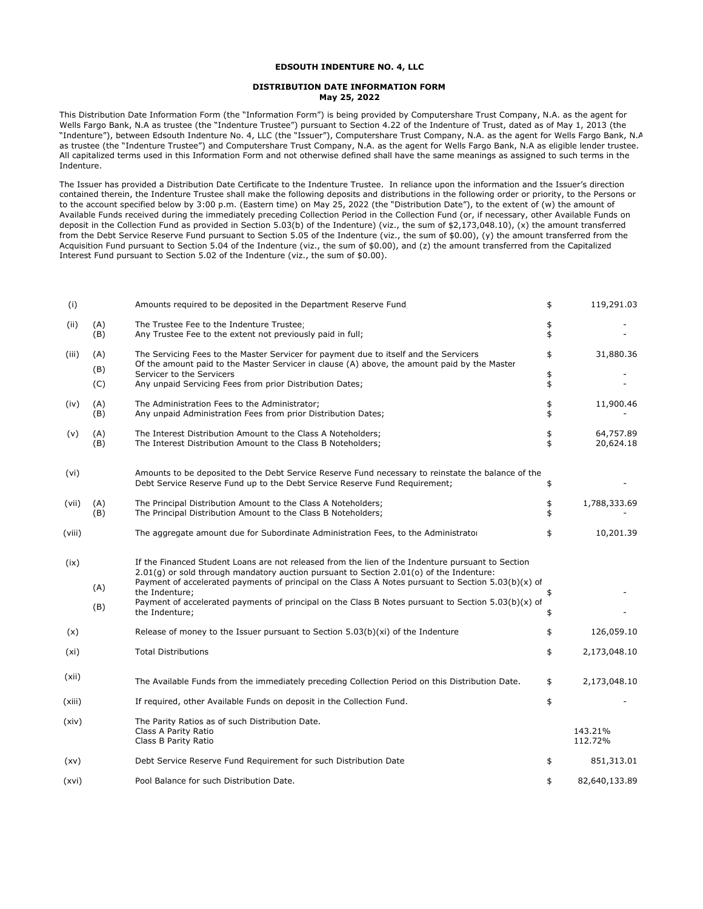# EDSOUTH INDENTURE NO. 4, LLC

## DISTRIBUTION DATE INFORMATION FORM
**May 25, 2022**

This Distribution Date Information Form (the "Information Form") is being provided by Computershare Trust Company, N.A. as the agent for Wells Fargo Bank, N.A as trustee (the "Indenture Trustee") pursuant to Section 4.22 of the Indenture of Trust, dated as of May 1, 2013 (the "Indenture"), between Edsouth Indenture No. 4, LLC (the "Issuer"), Computershare Trust Company, N.A. as the agent for Wells Fargo Bank, N.A as trustee (the "Indenture Trustee") and Computershare Trust Company, N.A. as the agent for Wells Fargo Bank, N.A as eligible lender trustee. All capitalized terms used in this Information Form and not otherwise defined shall have the same meanings as assigned to such terms in the Indenture.

The Issuer has provided a Distribution Date Certificate to the Indenture Trustee. In reliance upon the information and the Issuer's direction contained therein, the Indenture Trustee shall make the following deposits and distributions in the following order or priority, to the Persons or to the account specified below by 3:00 p.m. (Eastern time) on May 25, 2022 (the "Distribution Date"), to the extent of (w) the amount of Available Funds received during the immediately preceding Collection Period in the Collection Fund (or, if necessary, other Available Funds on deposit in the Collection Fund as provided in Section 5.03(b) of the Indenture) (viz., the sum of $2,173,048.10), (x) the amount transferred from the Debt Service Reserve Fund pursuant to Section 5.05 of the Indenture (viz., the sum of $0.00), (y) the amount transferred from the Acquisition Fund pursuant to Section 5.04 of the Indenture (viz., the sum of $0.00), and (z) the amount transferred from the Capitalized Interest Fund pursuant to Section 5.02 of the Indenture (viz., the sum of $0.00).

| | | | | |
|---|---|---|---|---|
| (i) | | Amounts required to be deposited in the Department Reserve Fund | $ | 119,291.03 |
| (ii) | (A) | The Trustee Fee to the Indenture Trustee; | $ | - |
| | (B) | Any Trustee Fee to the extent not previously paid in full; | $ | - |
| (iii) | (A) | The Servicing Fees to the Master Servicer for payment due to itself and the Servicers | $ | 31,880.36 |
| | (B) | Of the amount paid to the Master Servicer in clause (A) above, the amount paid by the Master Servicer to the Servicers | $ | - |
| | (C) | Any unpaid Servicing Fees from prior Distribution Dates; | $ | - |
| (iv) | (A) | The Administration Fees to the Administrator; | $ | 11,900.46 |
| | (B) | Any unpaid Administration Fees from prior Distribution Dates; | $ | - |
| (v) | (A) | The Interest Distribution Amount to the Class A Noteholders; | $ | 64,757.89 |
| | (B) | The Interest Distribution Amount to the Class B Noteholders; | $ | 20,624.18 |
| (vi) | | Amounts to be deposited to the Debt Service Reserve Fund necessary to reinstate the balance of the Debt Service Reserve Fund up to the Debt Service Reserve Fund Requirement; | $ | - |
| (vii) | (A) | The Principal Distribution Amount to the Class A Noteholders; | $ | 1,788,333.69 |
| | (B) | The Principal Distribution Amount to the Class B Noteholders; | $ | - |
| (viii) | | The aggregate amount due for Subordinate Administration Fees, to the Administrator | $ | 10,201.39 |
| (ix) | | If the Financed Student Loans are not released from the lien of the Indenture pursuant to Section 2.01(g) or sold through mandatory auction pursuant to Section 2.01(o) of the Indenture: | | |
| | (A) | Payment of accelerated payments of principal on the Class A Notes pursuant to Section 5.03(b)(x) of the Indenture; | $ | - |
| | (B) | Payment of accelerated payments of principal on the Class B Notes pursuant to Section 5.03(b)(x) of the Indenture; | $ | - |
| (x) | | Release of money to the Issuer pursuant to Section 5.03(b)(xi) of the Indenture | $ | 126,059.10 |
| (xi) | | Total Distributions | $ | 2,173,048.10 |
| (xii) | | The Available Funds from the immediately preceding Collection Period on this Distribution Date. | $ | 2,173,048.10 |
| (xiii) | | If required, other Available Funds on deposit in the Collection Fund. | $ | - |
| (xiv) | | The Parity Ratios as of such Distribution Date. | | |
| | | Class A Parity Ratio | | 143.21% |
| | | Class B Parity Ratio | | 112.72% |
| (xv) | | Debt Service Reserve Fund Requirement for such Distribution Date | $ | 851,313.01 |
| (xvi) | | Pool Balance for such Distribution Date. | $ | 82,640,133.89 |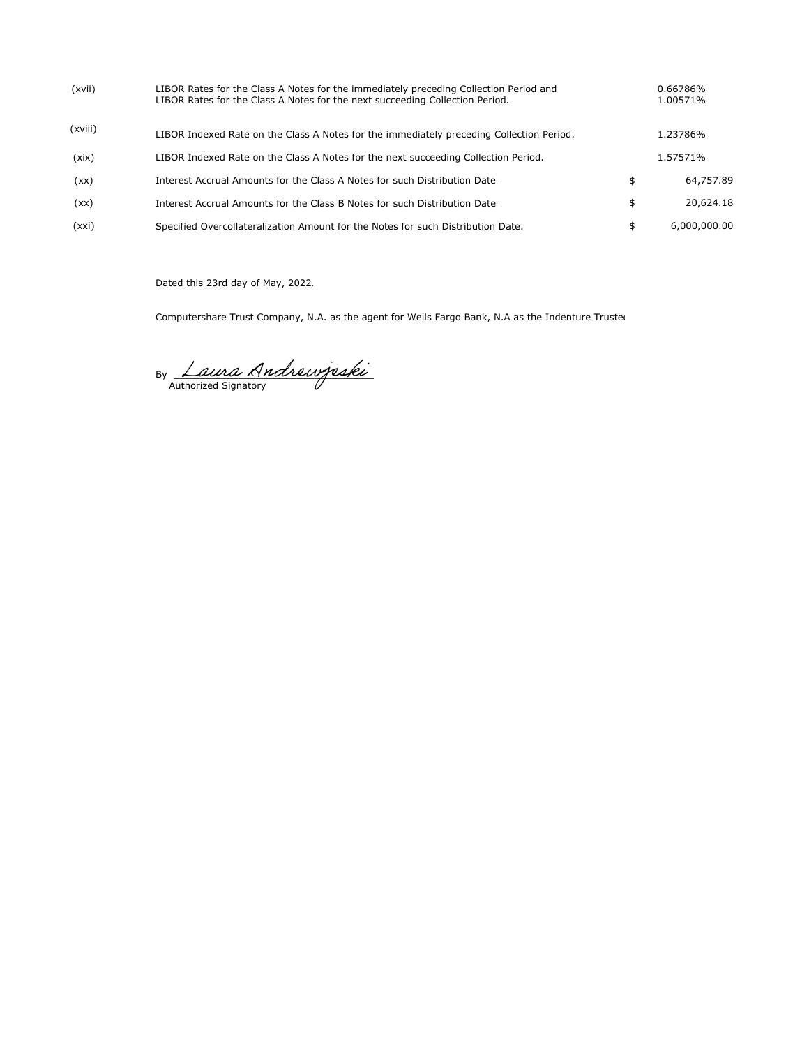| | | | |
|---|---|---|---|
| (xvii) | LIBOR Rates for the Class A Notes for the immediately preceding Collection Period and<br>LIBOR Rates for the Class A Notes for the next succeeding Collection Period. | | 0.66786%<br>1.00571% |
| (xviii) | LIBOR Indexed Rate on the Class A Notes for the immediately preceding Collection Period. | | 1.23786% |
| (xix) | LIBOR Indexed Rate on the Class A Notes for the next succeeding Collection Period. | | 1.57571% |
| (xx) | Interest Accrual Amounts for the Class A Notes for such Distribution Date. | $ | 64,757.89 |
| (xx) | Interest Accrual Amounts for the Class B Notes for such Distribution Date. | $ | 20,624.18 |
| (xxi) | Specified Overcollateralization Amount for the Notes for such Distribution Date. | $ | 6,000,000.00 |

Dated this 23rd day of May, 2022.

Computershare Trust Company, N.A. as the agent for Wells Fargo Bank, N.A as the Indenture Trustee

By *Laura Andrewjeski*
Authorized Signatory